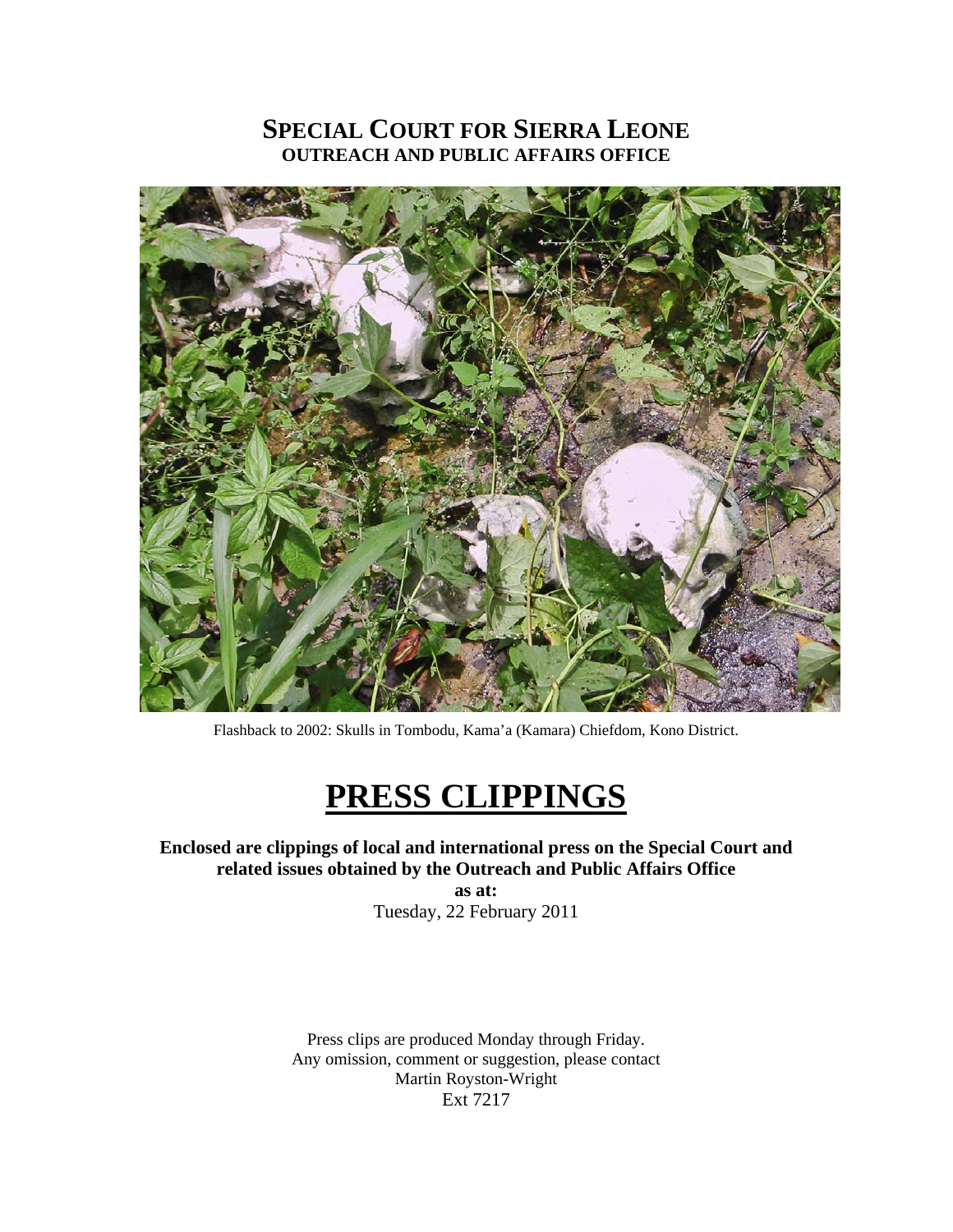# SPECIAL COURT FOR SIERRA LEONE
## OUTREACH AND PUBLIC AFFAIRS OFFICE

Flashback to 2002: Skulls in Tombodu, Kama'a (Kamara) Chiefdom, Kono District.

# PRESS CLIPPINGS

**Enclosed are clippings of local and international press on the Special Court and related issues obtained by the Outreach and Public Affairs Office**

**as at:**

Tuesday, 22 February 2011

Press clips are produced Monday through Friday.
Any omission, comment or suggestion, please contact
Martin Royston-Wright
Ext 7217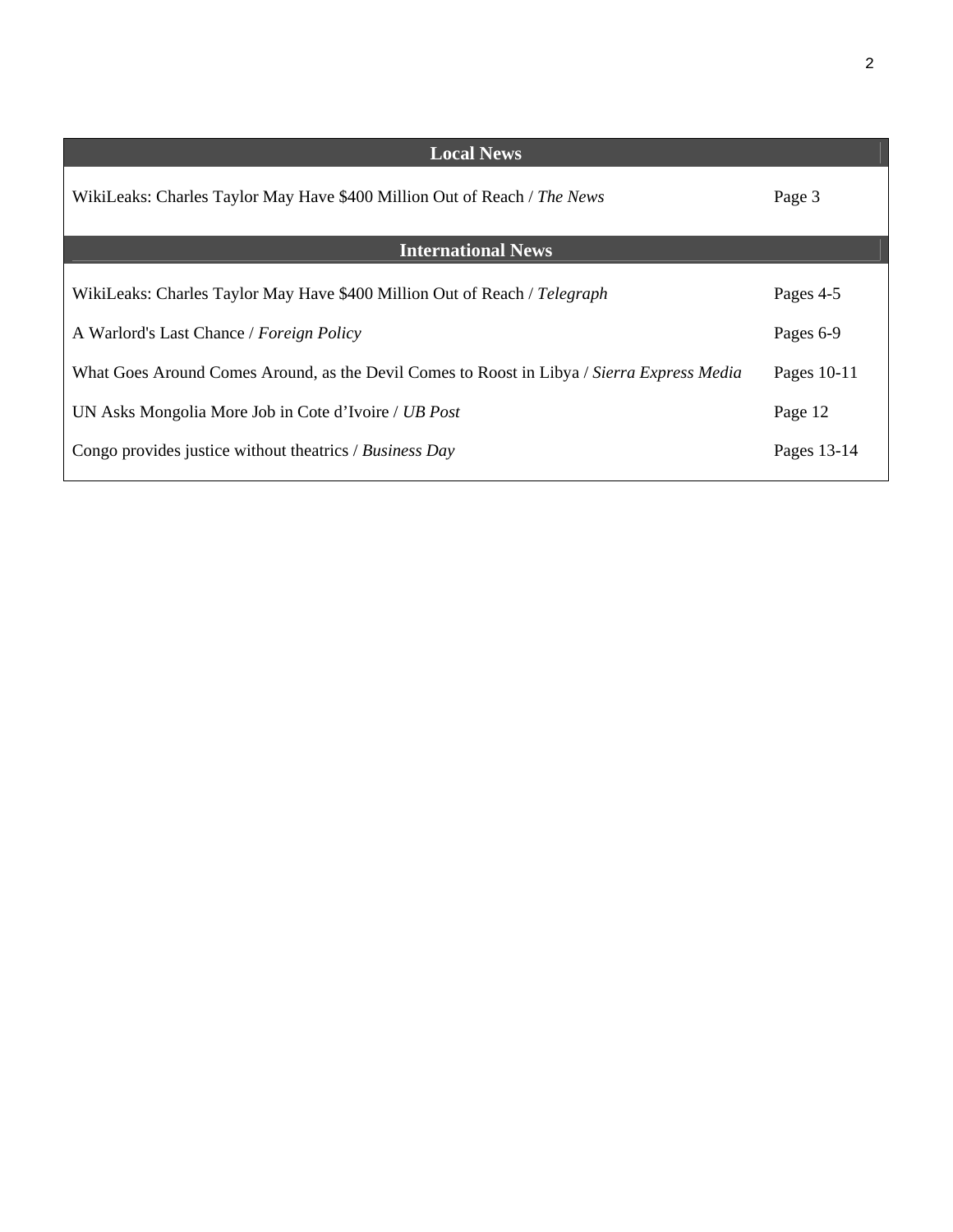## Local News

| | |
|---|---|
| WikiLeaks: Charles Taylor May Have $400 Million Out of Reach / *The News* | Page 3 |

## International News

| | |
|---|---|
| WikiLeaks: Charles Taylor May Have $400 Million Out of Reach / *Telegraph* | Pages 4-5 |
| A Warlord's Last Chance / *Foreign Policy* | Pages 6-9 |
| What Goes Around Comes Around, as the Devil Comes to Roost in Libya / *Sierra Express Media* | Pages 10-11 |
| UN Asks Mongolia More Job in Cote d'Ivoire / *UB Post* | Page 12 |
| Congo provides justice without theatrics / *Business Day* | Pages 13-14 |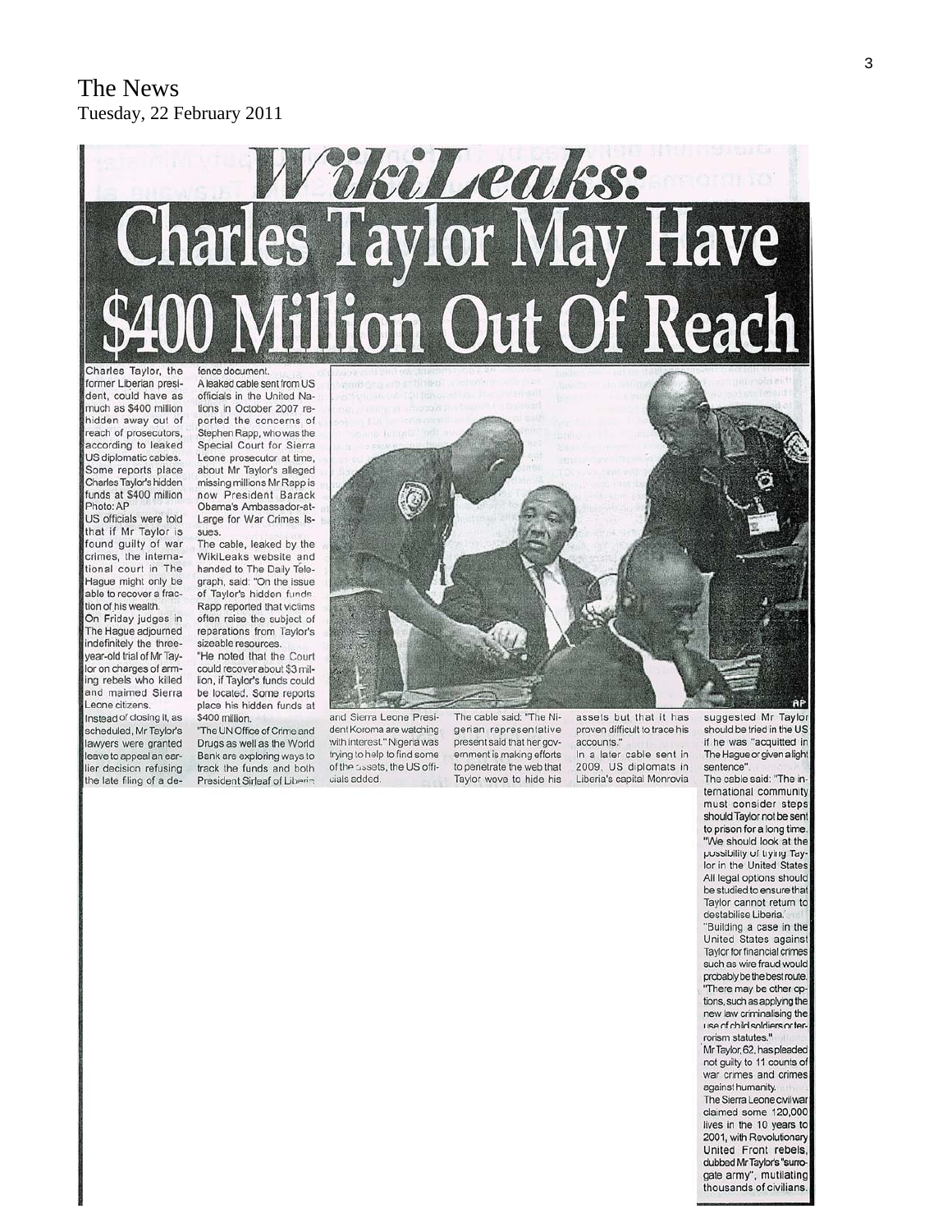The News
Tuesday, 22 February 2011

# WikiLeaks: Charles Taylor May Have $400 Million Out Of Reach

Charles Taylor, the former Liberian president, could have as much as $400 million hidden away out of reach of prosecutors, according to leaked US diplomatic cables.

Some reports place Charles Taylor's hidden funds at $400 million Photo: AP

US officials were told that if Mr Taylor is found guilty of war crimes, the international court in The Hague might only be able to recover a fraction of his wealth.

On Friday judges in The Hague adjourned indefinitely the three-year-old trial of Mr Taylor on charges of arming rebels who killed and maimed Sierra Leone citizens.

Instead of closing it, as scheduled, Mr Taylor's lawyers were granted leave to appeal an earlier decision refusing the late filing of a defence document.

A leaked cable sent from US officials in the United Nations in October 2007 reported the concerns of Stephen Rapp, who was the Special Court for Sierra Leone prosecutor at time, about Mr Taylor's alleged missing millions Mr Rapp is now President Barack Obama's Ambassador-at-Large for War Crimes Issues.

The cable, leaked by the WikiLeaks website and handed to The Daily Telegraph, said: "On the issue of Taylor's hidden funds Rapp reported that victims often raise the subject of reparations from Taylor's sizeable resources.

"He noted that the Court could recover about $3 million, if Taylor's funds could be located. Some reports place his hidden funds at $400 million.

"The UN Office of Crime and Drugs as well as the World Bank are exploring ways to track the funds and both President Sirleaf of Liberia and Sierra Leone President Koroma are watching with interest." Nigeria was trying to help to find some of the assets, the US officials added.

The cable said: "The Nigerian representative present said that her government is making efforts to penetrate the web that Taylor wove to hide his assets but that it has proven difficult to trace his accounts."

In a later cable sent in 2009, US diplomats in Liberia's capital Monrovia suggested Mr Taylor should be tried in the US if he was "acquitted in The Hague or given a light sentence".

The cable said: "The international community must consider steps should Taylor not be sent to prison for a long time. "We should look at the possibility of trying Taylor in the United States. All legal options should be studied to ensure that Taylor cannot return to destabilise Liberia."

"Building a case in the United States against Taylor for financial crimes such as wire fraud would probably be the best route.

"There may be other options, such as applying the new law criminalising the use of child soldiers or terrorism statutes."

Mr Taylor, 62, has pleaded not guilty to 11 counts of war crimes and crimes against humanity.

The Sierra Leone civil war claimed some 120,000 lives in the 10 years to 2001, with Revolutionary United Front rebels, dubbed Mr Taylor's "surrogate army", mutilating thousands of civilians.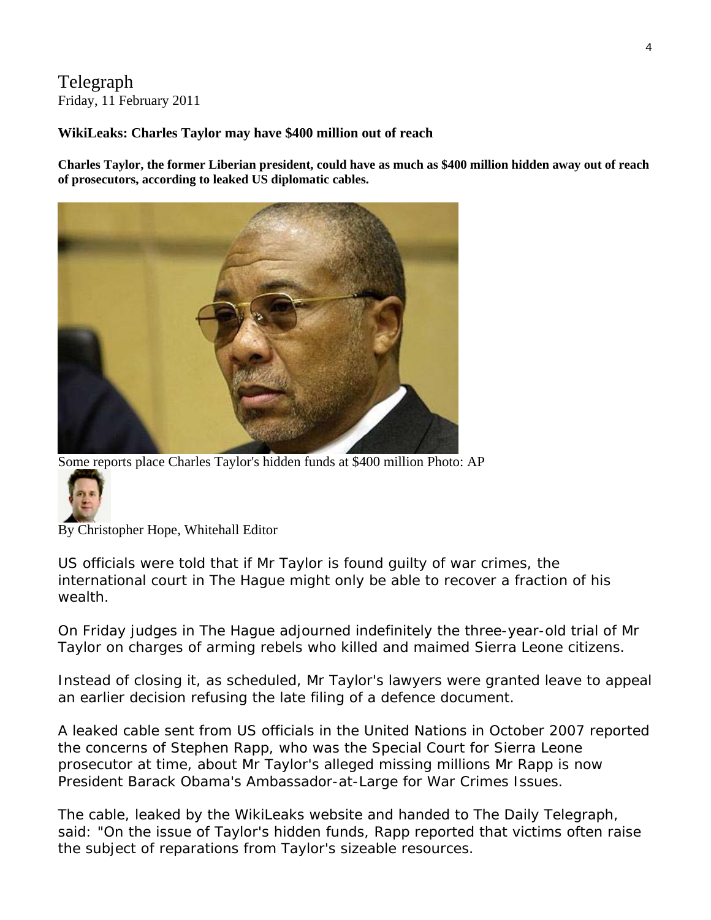Telegraph
Friday, 11 February 2011

**WikiLeaks: Charles Taylor may have $400 million out of reach**

**Charles Taylor, the former Liberian president, could have as much as $400 million hidden away out of reach of prosecutors, according to leaked US diplomatic cables.**

Some reports place Charles Taylor's hidden funds at $400 million Photo: AP

By Christopher Hope, Whitehall Editor

US officials were told that if Mr Taylor is found guilty of war crimes, the international court in The Hague might only be able to recover a fraction of his wealth.

On Friday judges in The Hague adjourned indefinitely the three-year-old trial of Mr Taylor on charges of arming rebels who killed and maimed Sierra Leone citizens.

Instead of closing it, as scheduled, Mr Taylor's lawyers were granted leave to appeal an earlier decision refusing the late filing of a defence document.

A leaked cable sent from US officials in the United Nations in October 2007 reported the concerns of Stephen Rapp, who was the Special Court for Sierra Leone prosecutor at time, about Mr Taylor's alleged missing millions Mr Rapp is now President Barack Obama's Ambassador-at-Large for War Crimes Issues.

The cable, leaked by the WikiLeaks website and handed to The Daily Telegraph, said: "On the issue of Taylor's hidden funds, Rapp reported that victims often raise the subject of reparations from Taylor's sizeable resources.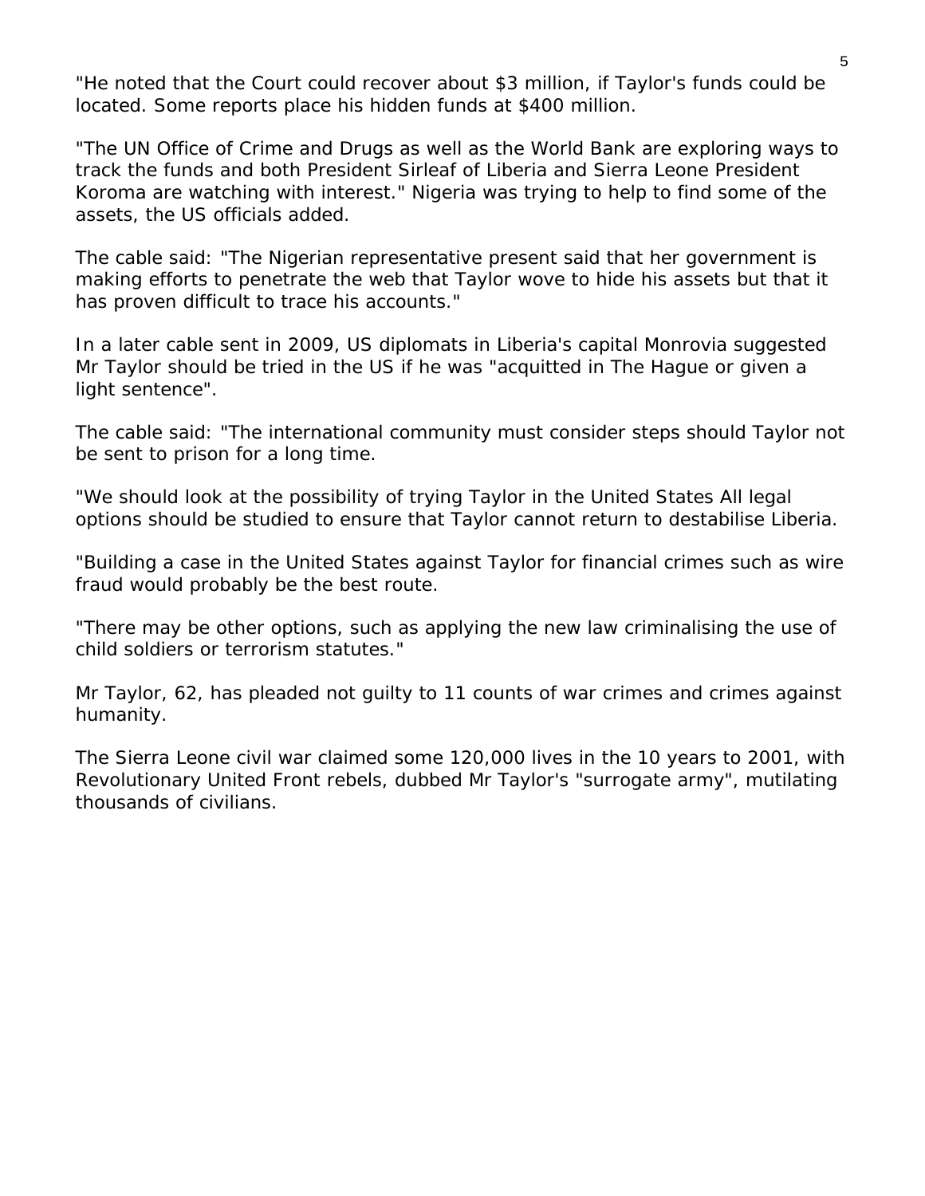"He noted that the Court could recover about $3 million, if Taylor's funds could be located. Some reports place his hidden funds at $400 million.

"The UN Office of Crime and Drugs as well as the World Bank are exploring ways to track the funds and both President Sirleaf of Liberia and Sierra Leone President Koroma are watching with interest." Nigeria was trying to help to find some of the assets, the US officials added.

The cable said: "The Nigerian representative present said that her government is making efforts to penetrate the web that Taylor wove to hide his assets but that it has proven difficult to trace his accounts."

In a later cable sent in 2009, US diplomats in Liberia's capital Monrovia suggested Mr Taylor should be tried in the US if he was "acquitted in The Hague or given a light sentence".

The cable said: "The international community must consider steps should Taylor not be sent to prison for a long time.

"We should look at the possibility of trying Taylor in the United States All legal options should be studied to ensure that Taylor cannot return to destabilise Liberia.

"Building a case in the United States against Taylor for financial crimes such as wire fraud would probably be the best route.

"There may be other options, such as applying the new law criminalising the use of child soldiers or terrorism statutes."

Mr Taylor, 62, has pleaded not guilty to 11 counts of war crimes and crimes against humanity.

The Sierra Leone civil war claimed some 120,000 lives in the 10 years to 2001, with Revolutionary United Front rebels, dubbed Mr Taylor's "surrogate army", mutilating thousands of civilians.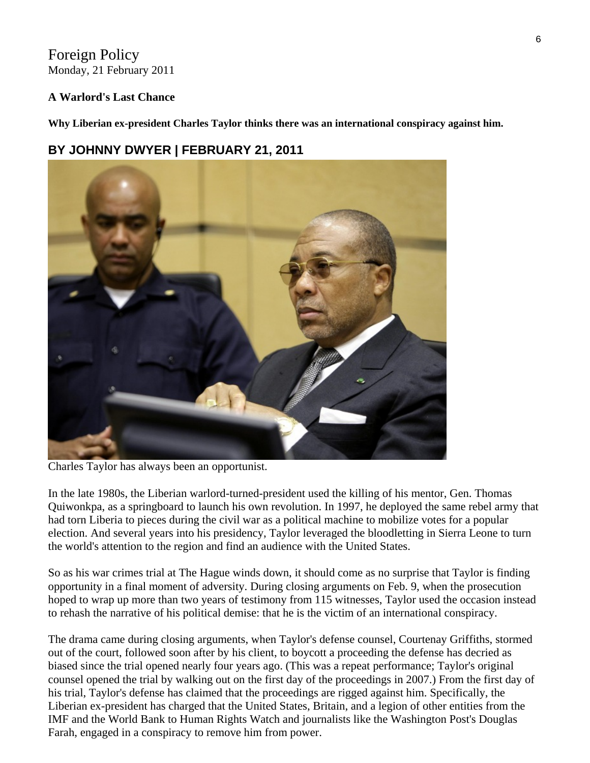# Foreign Policy

Monday, 21 February 2011

**A Warlord's Last Chance**

**Why Liberian ex-president Charles Taylor thinks there was an international conspiracy against him.**

## BY JOHNNY DWYER | FEBRUARY 21, 2011

Charles Taylor has always been an opportunist.

In the late 1980s, the Liberian warlord-turned-president used the killing of his mentor, Gen. Thomas Quiwonkpa, as a springboard to launch his own revolution. In 1997, he deployed the same rebel army that had torn Liberia to pieces during the civil war as a political machine to mobilize votes for a popular election. And several years into his presidency, Taylor leveraged the bloodletting in Sierra Leone to turn the world's attention to the region and find an audience with the United States.

So as his war crimes trial at The Hague winds down, it should come as no surprise that Taylor is finding opportunity in a final moment of adversity. During closing arguments on Feb. 9, when the prosecution hoped to wrap up more than two years of testimony from 115 witnesses, Taylor used the occasion instead to rehash the narrative of his political demise: that he is the victim of an international conspiracy.

The drama came during closing arguments, when Taylor's defense counsel, Courtenay Griffiths, stormed out of the court, followed soon after by his client, to boycott a proceeding the defense has decried as biased since the trial opened nearly four years ago. (This was a repeat performance; Taylor's original counsel opened the trial by walking out on the first day of the proceedings in 2007.) From the first day of his trial, Taylor's defense has claimed that the proceedings are rigged against him. Specifically, the Liberian ex-president has charged that the United States, Britain, and a legion of other entities from the IMF and the World Bank to Human Rights Watch and journalists like the Washington Post's Douglas Farah, engaged in a conspiracy to remove him from power.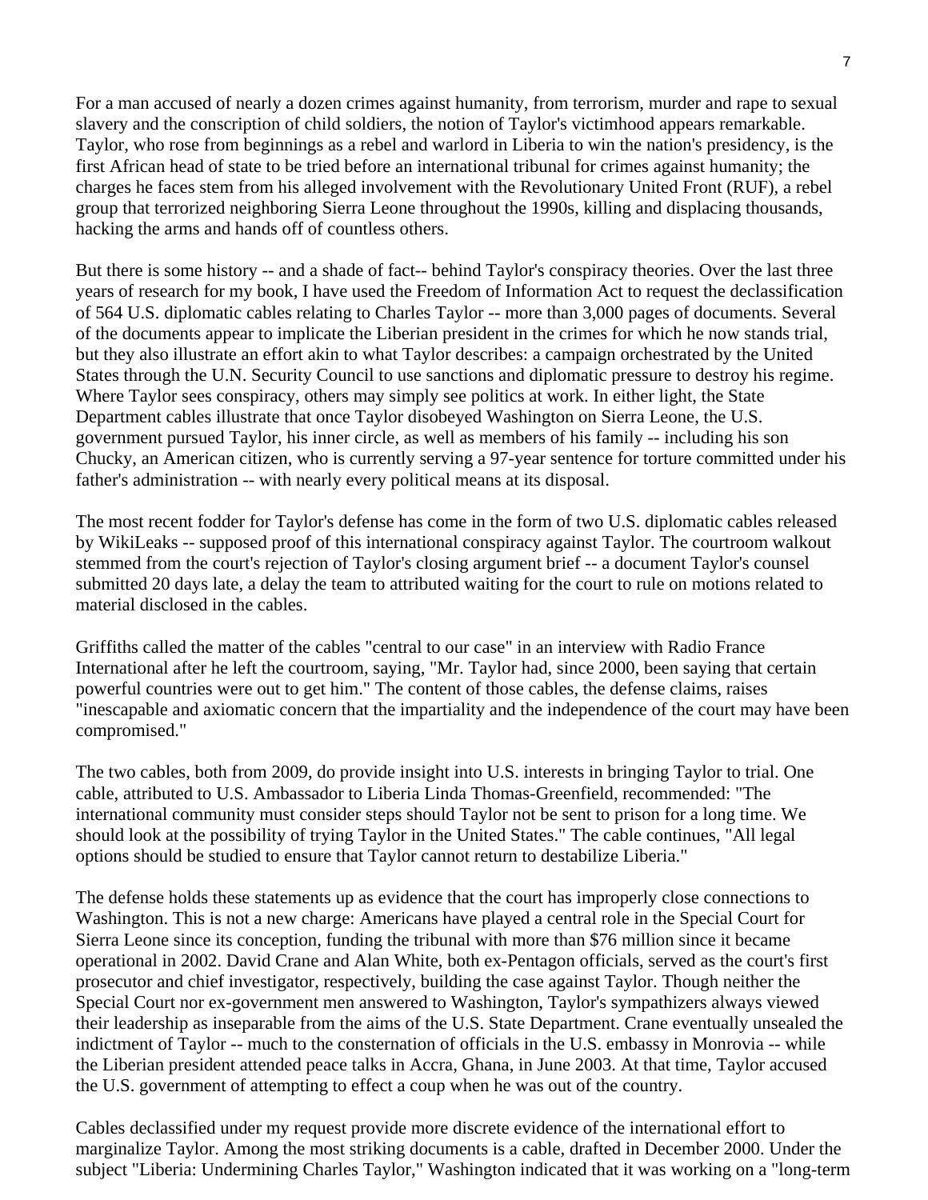For a man accused of nearly a dozen crimes against humanity, from terrorism, murder and rape to sexual slavery and the conscription of child soldiers, the notion of Taylor's victimhood appears remarkable. Taylor, who rose from beginnings as a rebel and warlord in Liberia to win the nation's presidency, is the first African head of state to be tried before an international tribunal for crimes against humanity; the charges he faces stem from his alleged involvement with the Revolutionary United Front (RUF), a rebel group that terrorized neighboring Sierra Leone throughout the 1990s, killing and displacing thousands, hacking the arms and hands off of countless others.

But there is some history -- and a shade of fact-- behind Taylor's conspiracy theories. Over the last three years of research for my book, I have used the Freedom of Information Act to request the declassification of 564 U.S. diplomatic cables relating to Charles Taylor -- more than 3,000 pages of documents. Several of the documents appear to implicate the Liberian president in the crimes for which he now stands trial, but they also illustrate an effort akin to what Taylor describes: a campaign orchestrated by the United States through the U.N. Security Council to use sanctions and diplomatic pressure to destroy his regime. Where Taylor sees conspiracy, others may simply see politics at work. In either light, the State Department cables illustrate that once Taylor disobeyed Washington on Sierra Leone, the U.S. government pursued Taylor, his inner circle, as well as members of his family -- including his son Chucky, an American citizen, who is currently serving a 97-year sentence for torture committed under his father's administration -- with nearly every political means at its disposal.

The most recent fodder for Taylor's defense has come in the form of two U.S. diplomatic cables released by WikiLeaks -- supposed proof of this international conspiracy against Taylor. The courtroom walkout stemmed from the court's rejection of Taylor's closing argument brief -- a document Taylor's counsel submitted 20 days late, a delay the team to attributed waiting for the court to rule on motions related to material disclosed in the cables.

Griffiths called the matter of the cables "central to our case" in an interview with Radio France International after he left the courtroom, saying, "Mr. Taylor had, since 2000, been saying that certain powerful countries were out to get him." The content of those cables, the defense claims, raises "inescapable and axiomatic concern that the impartiality and the independence of the court may have been compromised."

The two cables, both from 2009, do provide insight into U.S. interests in bringing Taylor to trial. One cable, attributed to U.S. Ambassador to Liberia Linda Thomas-Greenfield, recommended: "The international community must consider steps should Taylor not be sent to prison for a long time. We should look at the possibility of trying Taylor in the United States." The cable continues, "All legal options should be studied to ensure that Taylor cannot return to destabilize Liberia."

The defense holds these statements up as evidence that the court has improperly close connections to Washington. This is not a new charge: Americans have played a central role in the Special Court for Sierra Leone since its conception, funding the tribunal with more than $76 million since it became operational in 2002. David Crane and Alan White, both ex-Pentagon officials, served as the court's first prosecutor and chief investigator, respectively, building the case against Taylor. Though neither the Special Court nor ex-government men answered to Washington, Taylor's sympathizers always viewed their leadership as inseparable from the aims of the U.S. State Department. Crane eventually unsealed the indictment of Taylor -- much to the consternation of officials in the U.S. embassy in Monrovia -- while the Liberian president attended peace talks in Accra, Ghana, in June 2003. At that time, Taylor accused the U.S. government of attempting to effect a coup when he was out of the country.

Cables declassified under my request provide more discrete evidence of the international effort to marginalize Taylor. Among the most striking documents is a cable, drafted in December 2000. Under the subject "Liberia: Undermining Charles Taylor," Washington indicated that it was working on a "long-term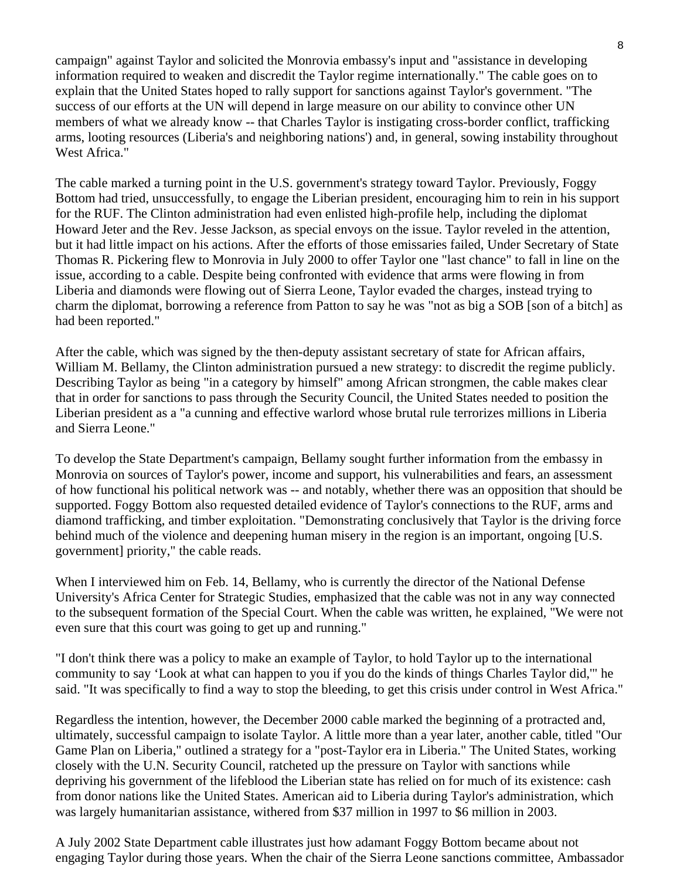campaign" against Taylor and solicited the Monrovia embassy's input and "assistance in developing information required to weaken and discredit the Taylor regime internationally." The cable goes on to explain that the United States hoped to rally support for sanctions against Taylor's government. "The success of our efforts at the UN will depend in large measure on our ability to convince other UN members of what we already know -- that Charles Taylor is instigating cross-border conflict, trafficking arms, looting resources (Liberia's and neighboring nations') and, in general, sowing instability throughout West Africa."

The cable marked a turning point in the U.S. government's strategy toward Taylor. Previously, Foggy Bottom had tried, unsuccessfully, to engage the Liberian president, encouraging him to rein in his support for the RUF. The Clinton administration had even enlisted high-profile help, including the diplomat Howard Jeter and the Rev. Jesse Jackson, as special envoys on the issue. Taylor reveled in the attention, but it had little impact on his actions. After the efforts of those emissaries failed, Under Secretary of State Thomas R. Pickering flew to Monrovia in July 2000 to offer Taylor one "last chance" to fall in line on the issue, according to a cable. Despite being confronted with evidence that arms were flowing in from Liberia and diamonds were flowing out of Sierra Leone, Taylor evaded the charges, instead trying to charm the diplomat, borrowing a reference from Patton to say he was "not as big a SOB [son of a bitch] as had been reported."

After the cable, which was signed by the then-deputy assistant secretary of state for African affairs, William M. Bellamy, the Clinton administration pursued a new strategy: to discredit the regime publicly. Describing Taylor as being "in a category by himself" among African strongmen, the cable makes clear that in order for sanctions to pass through the Security Council, the United States needed to position the Liberian president as a "a cunning and effective warlord whose brutal rule terrorizes millions in Liberia and Sierra Leone."

To develop the State Department's campaign, Bellamy sought further information from the embassy in Monrovia on sources of Taylor's power, income and support, his vulnerabilities and fears, an assessment of how functional his political network was -- and notably, whether there was an opposition that should be supported. Foggy Bottom also requested detailed evidence of Taylor's connections to the RUF, arms and diamond trafficking, and timber exploitation. "Demonstrating conclusively that Taylor is the driving force behind much of the violence and deepening human misery in the region is an important, ongoing [U.S. government] priority," the cable reads.

When I interviewed him on Feb. 14, Bellamy, who is currently the director of the National Defense University's Africa Center for Strategic Studies, emphasized that the cable was not in any way connected to the subsequent formation of the Special Court. When the cable was written, he explained, "We were not even sure that this court was going to get up and running."

"I don't think there was a policy to make an example of Taylor, to hold Taylor up to the international community to say 'Look at what can happen to you if you do the kinds of things Charles Taylor did,'" he said. "It was specifically to find a way to stop the bleeding, to get this crisis under control in West Africa."

Regardless the intention, however, the December 2000 cable marked the beginning of a protracted and, ultimately, successful campaign to isolate Taylor. A little more than a year later, another cable, titled "Our Game Plan on Liberia," outlined a strategy for a "post-Taylor era in Liberia." The United States, working closely with the U.N. Security Council, ratcheted up the pressure on Taylor with sanctions while depriving his government of the lifeblood the Liberian state has relied on for much of its existence: cash from donor nations like the United States. American aid to Liberia during Taylor's administration, which was largely humanitarian assistance, withered from $37 million in 1997 to $6 million in 2003.

A July 2002 State Department cable illustrates just how adamant Foggy Bottom became about not engaging Taylor during those years. When the chair of the Sierra Leone sanctions committee, Ambassador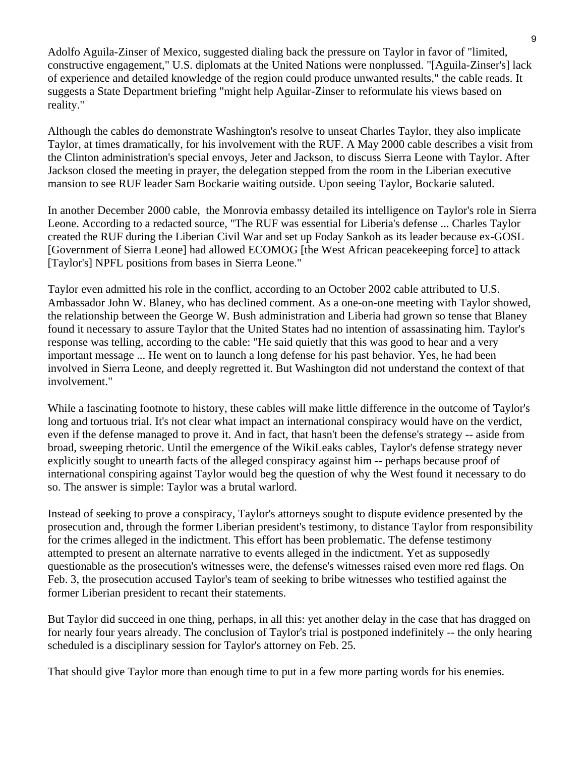Adolfo Aguila-Zinser of Mexico, suggested dialing back the pressure on Taylor in favor of "limited, constructive engagement," U.S. diplomats at the United Nations were nonplussed. "[Aguila-Zinser's] lack of experience and detailed knowledge of the region could produce unwanted results," the cable reads. It suggests a State Department briefing "might help Aguilar-Zinser to reformulate his views based on reality."

Although the cables do demonstrate Washington's resolve to unseat Charles Taylor, they also implicate Taylor, at times dramatically, for his involvement with the RUF. A May 2000 cable describes a visit from the Clinton administration's special envoys, Jeter and Jackson, to discuss Sierra Leone with Taylor. After Jackson closed the meeting in prayer, the delegation stepped from the room in the Liberian executive mansion to see RUF leader Sam Bockarie waiting outside. Upon seeing Taylor, Bockarie saluted.

In another December 2000 cable, the Monrovia embassy detailed its intelligence on Taylor's role in Sierra Leone. According to a redacted source, "The RUF was essential for Liberia's defense ... Charles Taylor created the RUF during the Liberian Civil War and set up Foday Sankoh as its leader because ex-GOSL [Government of Sierra Leone] had allowed ECOMOG [the West African peacekeeping force] to attack [Taylor's] NPFL positions from bases in Sierra Leone."

Taylor even admitted his role in the conflict, according to an October 2002 cable attributed to U.S. Ambassador John W. Blaney, who has declined comment. As a one-on-one meeting with Taylor showed, the relationship between the George W. Bush administration and Liberia had grown so tense that Blaney found it necessary to assure Taylor that the United States had no intention of assassinating him. Taylor's response was telling, according to the cable: "He said quietly that this was good to hear and a very important message ... He went on to launch a long defense for his past behavior. Yes, he had been involved in Sierra Leone, and deeply regretted it. But Washington did not understand the context of that involvement."

While a fascinating footnote to history, these cables will make little difference in the outcome of Taylor's long and tortuous trial. It's not clear what impact an international conspiracy would have on the verdict, even if the defense managed to prove it. And in fact, that hasn't been the defense's strategy -- aside from broad, sweeping rhetoric. Until the emergence of the WikiLeaks cables, Taylor's defense strategy never explicitly sought to unearth facts of the alleged conspiracy against him -- perhaps because proof of international conspiring against Taylor would beg the question of why the West found it necessary to do so. The answer is simple: Taylor was a brutal warlord.

Instead of seeking to prove a conspiracy, Taylor's attorneys sought to dispute evidence presented by the prosecution and, through the former Liberian president's testimony, to distance Taylor from responsibility for the crimes alleged in the indictment. This effort has been problematic. The defense testimony attempted to present an alternate narrative to events alleged in the indictment. Yet as supposedly questionable as the prosecution's witnesses were, the defense's witnesses raised even more red flags. On Feb. 3, the prosecution accused Taylor's team of seeking to bribe witnesses who testified against the former Liberian president to recant their statements.

But Taylor did succeed in one thing, perhaps, in all this: yet another delay in the case that has dragged on for nearly four years already. The conclusion of Taylor's trial is postponed indefinitely -- the only hearing scheduled is a disciplinary session for Taylor's attorney on Feb. 25.

That should give Taylor more than enough time to put in a few more parting words for his enemies.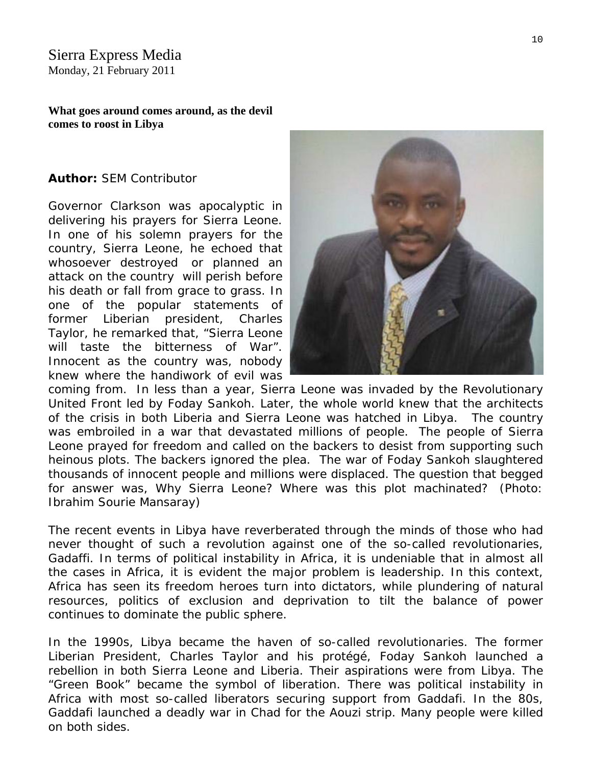Sierra Express Media
Monday, 21 February 2011

**What goes around comes around, as the devil comes to roost in Libya**

**Author:** SEM Contributor

Governor Clarkson was apocalyptic in delivering his prayers for Sierra Leone. In one of his solemn prayers for the country, Sierra Leone, he echoed that whosoever destroyed or planned an attack on the country will perish before his death or fall from grace to grass. In one of the popular statements of former Liberian president, Charles Taylor, he remarked that, "Sierra Leone will taste the bitterness of War". Innocent as the country was, nobody knew where the handiwork of evil was coming from. In less than a year, Sierra Leone was invaded by the Revolutionary United Front led by Foday Sankoh. Later, the whole world knew that the architects of the crisis in both Liberia and Sierra Leone was hatched in Libya. The country was embroiled in a war that devastated millions of people. The people of Sierra Leone prayed for freedom and called on the backers to desist from supporting such heinous plots. The backers ignored the plea. The war of Foday Sankoh slaughtered thousands of innocent people and millions were displaced. The question that begged for answer was, Why Sierra Leone? Where was this plot machinated? (Photo: Ibrahim Sourie Mansaray)

The recent events in Libya have reverberated through the minds of those who had never thought of such a revolution against one of the so-called revolutionaries, Gadaffi. In terms of political instability in Africa, it is undeniable that in almost all the cases in Africa, it is evident the major problem is leadership. In this context, Africa has seen its freedom heroes turn into dictators, while plundering of natural resources, politics of exclusion and deprivation to tilt the balance of power continues to dominate the public sphere.

In the 1990s, Libya became the haven of so-called revolutionaries. The former Liberian President, Charles Taylor and his protégé, Foday Sankoh launched a rebellion in both Sierra Leone and Liberia. Their aspirations were from Libya. The "Green Book" became the symbol of liberation. There was political instability in Africa with most so-called liberators securing support from Gaddafi. In the 80s, Gaddafi launched a deadly war in Chad for the Aouzi strip. Many people were killed on both sides.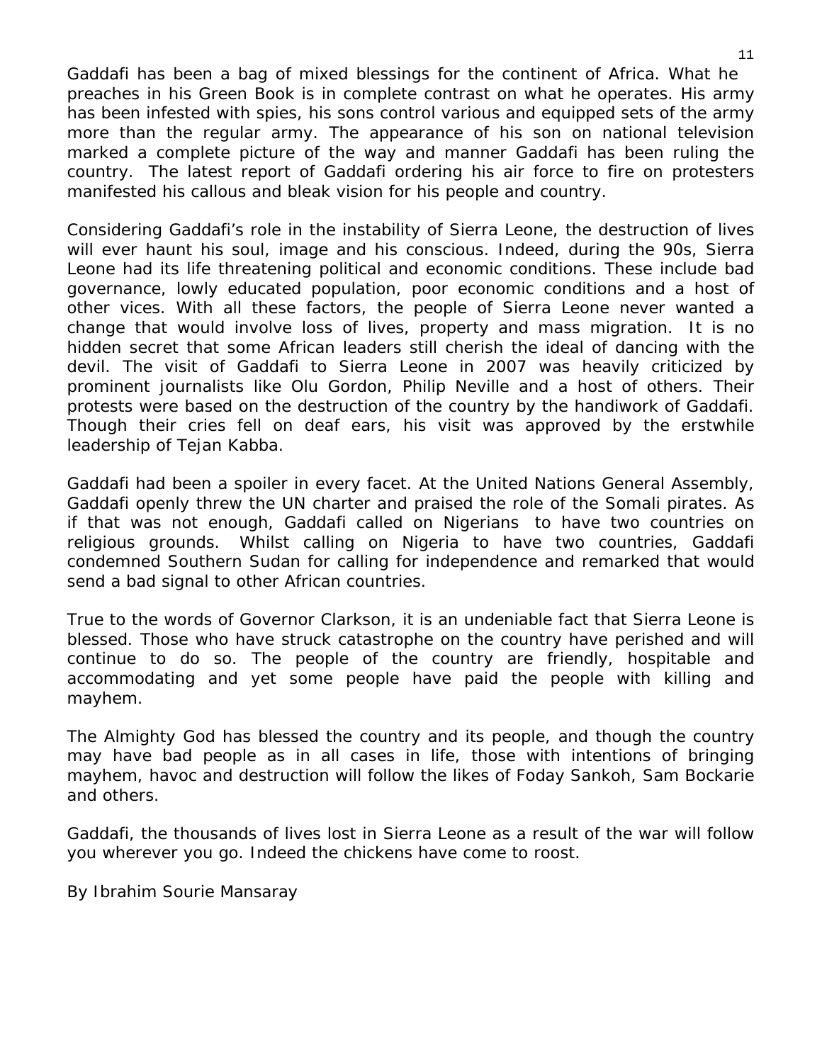Gaddafi has been a bag of mixed blessings for the continent of Africa. What he preaches in his Green Book is in complete contrast on what he operates. His army has been infested with spies, his sons control various and equipped sets of the army more than the regular army. The appearance of his son on national television marked a complete picture of the way and manner Gaddafi has been ruling the country. The latest report of Gaddafi ordering his air force to fire on protesters manifested his callous and bleak vision for his people and country.

Considering Gaddafi's role in the instability of Sierra Leone, the destruction of lives will ever haunt his soul, image and his conscious. Indeed, during the 90s, Sierra Leone had its life threatening political and economic conditions. These include bad governance, lowly educated population, poor economic conditions and a host of other vices. With all these factors, the people of Sierra Leone never wanted a change that would involve loss of lives, property and mass migration. It is no hidden secret that some African leaders still cherish the ideal of dancing with the devil. The visit of Gaddafi to Sierra Leone in 2007 was heavily criticized by prominent journalists like Olu Gordon, Philip Neville and a host of others. Their protests were based on the destruction of the country by the handiwork of Gaddafi. Though their cries fell on deaf ears, his visit was approved by the erstwhile leadership of Tejan Kabba.

Gaddafi had been a spoiler in every facet. At the United Nations General Assembly, Gaddafi openly threw the UN charter and praised the role of the Somali pirates. As if that was not enough, Gaddafi called on Nigerians to have two countries on religious grounds. Whilst calling on Nigeria to have two countries, Gaddafi condemned Southern Sudan for calling for independence and remarked that would send a bad signal to other African countries.

True to the words of Governor Clarkson, it is an undeniable fact that Sierra Leone is blessed. Those who have struck catastrophe on the country have perished and will continue to do so. The people of the country are friendly, hospitable and accommodating and yet some people have paid the people with killing and mayhem.

The Almighty God has blessed the country and its people, and though the country may have bad people as in all cases in life, those with intentions of bringing mayhem, havoc and destruction will follow the likes of Foday Sankoh, Sam Bockarie and others.

Gaddafi, the thousands of lives lost in Sierra Leone as a result of the war will follow you wherever you go. Indeed the chickens have come to roost.

By Ibrahim Sourie Mansaray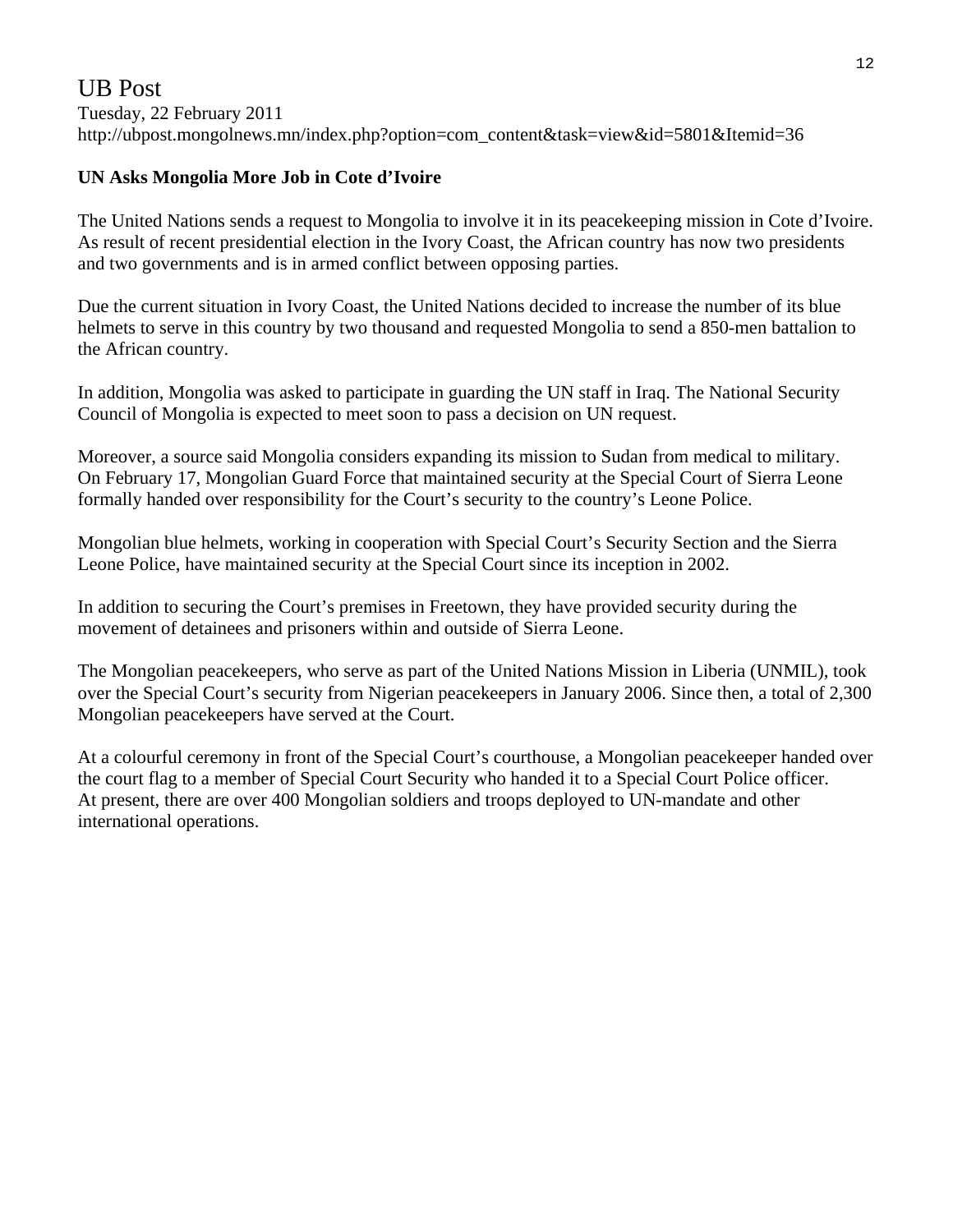UB Post
Tuesday, 22 February 2011
http://ubpost.mongolnews.mn/index.php?option=com_content&task=view&id=5801&Itemid=36

**UN Asks Mongolia More Job in Cote d'Ivoire**

The United Nations sends a request to Mongolia to involve it in its peacekeeping mission in Cote d'Ivoire. As result of recent presidential election in the Ivory Coast, the African country has now two presidents and two governments and is in armed conflict between opposing parties.

Due the current situation in Ivory Coast, the United Nations decided to increase the number of its blue helmets to serve in this country by two thousand and requested Mongolia to send a 850-men battalion to the African country.

In addition, Mongolia was asked to participate in guarding the UN staff in Iraq. The National Security Council of Mongolia is expected to meet soon to pass a decision on UN request.

Moreover, a source said Mongolia considers expanding its mission to Sudan from medical to military. On February 17, Mongolian Guard Force that maintained security at the Special Court of Sierra Leone formally handed over responsibility for the Court's security to the country's Leone Police.

Mongolian blue helmets, working in cooperation with Special Court's Security Section and the Sierra Leone Police, have maintained security at the Special Court since its inception in 2002.

In addition to securing the Court's premises in Freetown, they have provided security during the movement of detainees and prisoners within and outside of Sierra Leone.

The Mongolian peacekeepers, who serve as part of the United Nations Mission in Liberia (UNMIL), took over the Special Court's security from Nigerian peacekeepers in January 2006. Since then, a total of 2,300 Mongolian peacekeepers have served at the Court.

At a colourful ceremony in front of the Special Court's courthouse, a Mongolian peacekeeper handed over the court flag to a member of Special Court Security who handed it to a Special Court Police officer. At present, there are over 400 Mongolian soldiers and troops deployed to UN-mandate and other international operations.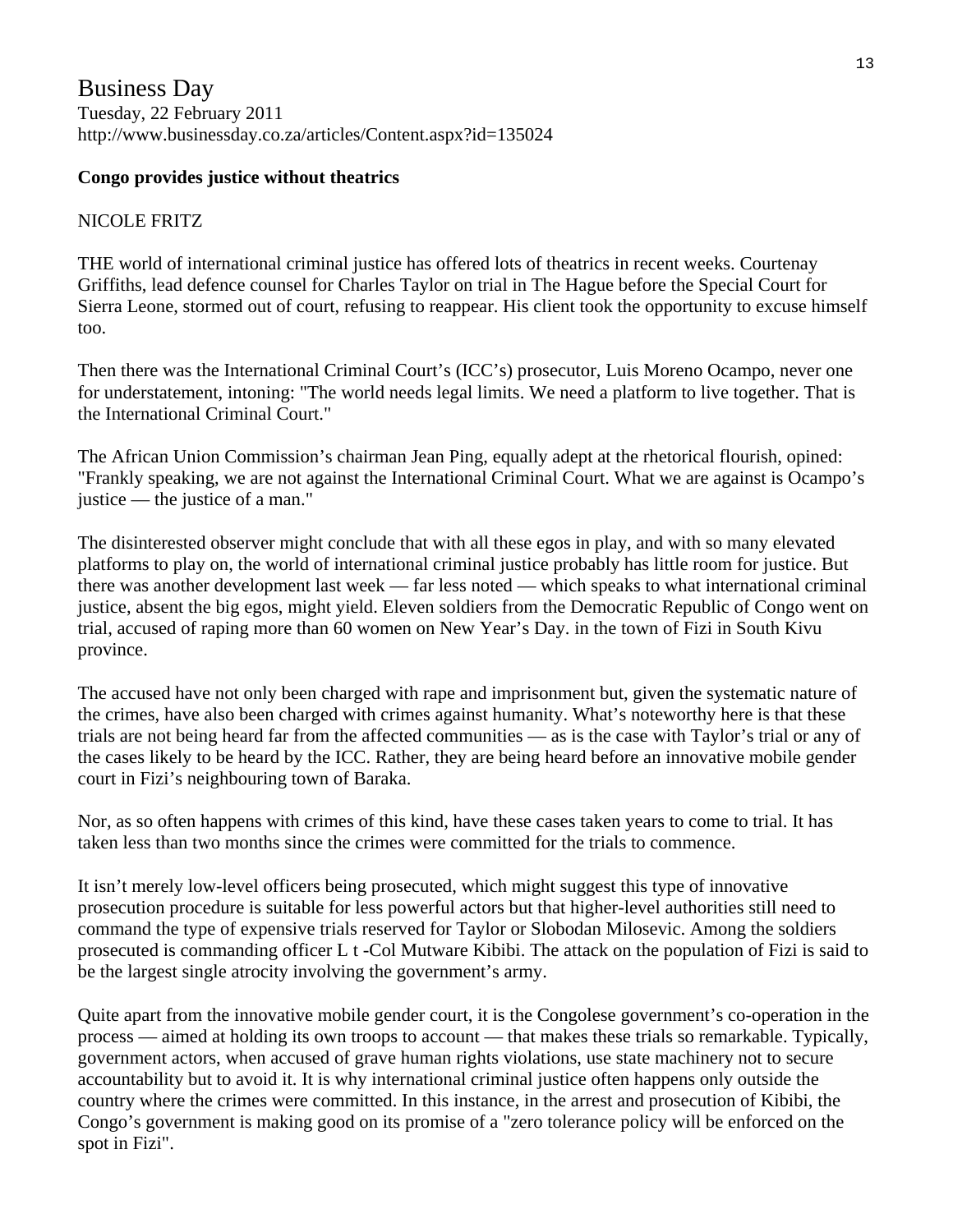Business Day
Tuesday, 22 February 2011
http://www.businessday.co.za/articles/Content.aspx?id=135024

**Congo provides justice without theatrics**

NICOLE FRITZ

THE world of international criminal justice has offered lots of theatrics in recent weeks. Courtenay Griffiths, lead defence counsel for Charles Taylor on trial in The Hague before the Special Court for Sierra Leone, stormed out of court, refusing to reappear. His client took the opportunity to excuse himself too.

Then there was the International Criminal Court's (ICC's) prosecutor, Luis Moreno Ocampo, never one for understatement, intoning: "The world needs legal limits. We need a platform to live together. That is the International Criminal Court."

The African Union Commission's chairman Jean Ping, equally adept at the rhetorical flourish, opined: "Frankly speaking, we are not against the International Criminal Court. What we are against is Ocampo's justice — the justice of a man."

The disinterested observer might conclude that with all these egos in play, and with so many elevated platforms to play on, the world of international criminal justice probably has little room for justice. But there was another development last week — far less noted — which speaks to what international criminal justice, absent the big egos, might yield. Eleven soldiers from the Democratic Republic of Congo went on trial, accused of raping more than 60 women on New Year's Day. in the town of Fizi in South Kivu province.

The accused have not only been charged with rape and imprisonment but, given the systematic nature of the crimes, have also been charged with crimes against humanity. What's noteworthy here is that these trials are not being heard far from the affected communities — as is the case with Taylor's trial or any of the cases likely to be heard by the ICC. Rather, they are being heard before an innovative mobile gender court in Fizi's neighbouring town of Baraka.

Nor, as so often happens with crimes of this kind, have these cases taken years to come to trial. It has taken less than two months since the crimes were committed for the trials to commence.

It isn't merely low-level officers being prosecuted, which might suggest this type of innovative prosecution procedure is suitable for less powerful actors but that higher-level authorities still need to command the type of expensive trials reserved for Taylor or Slobodan Milosevic. Among the soldiers prosecuted is commanding officer L t -Col Mutware Kibibi. The attack on the population of Fizi is said to be the largest single atrocity involving the government's army.

Quite apart from the innovative mobile gender court, it is the Congolese government's co-operation in the process — aimed at holding its own troops to account — that makes these trials so remarkable. Typically, government actors, when accused of grave human rights violations, use state machinery not to secure accountability but to avoid it. It is why international criminal justice often happens only outside the country where the crimes were committed. In this instance, in the arrest and prosecution of Kibibi, the Congo's government is making good on its promise of a "zero tolerance policy will be enforced on the spot in Fizi".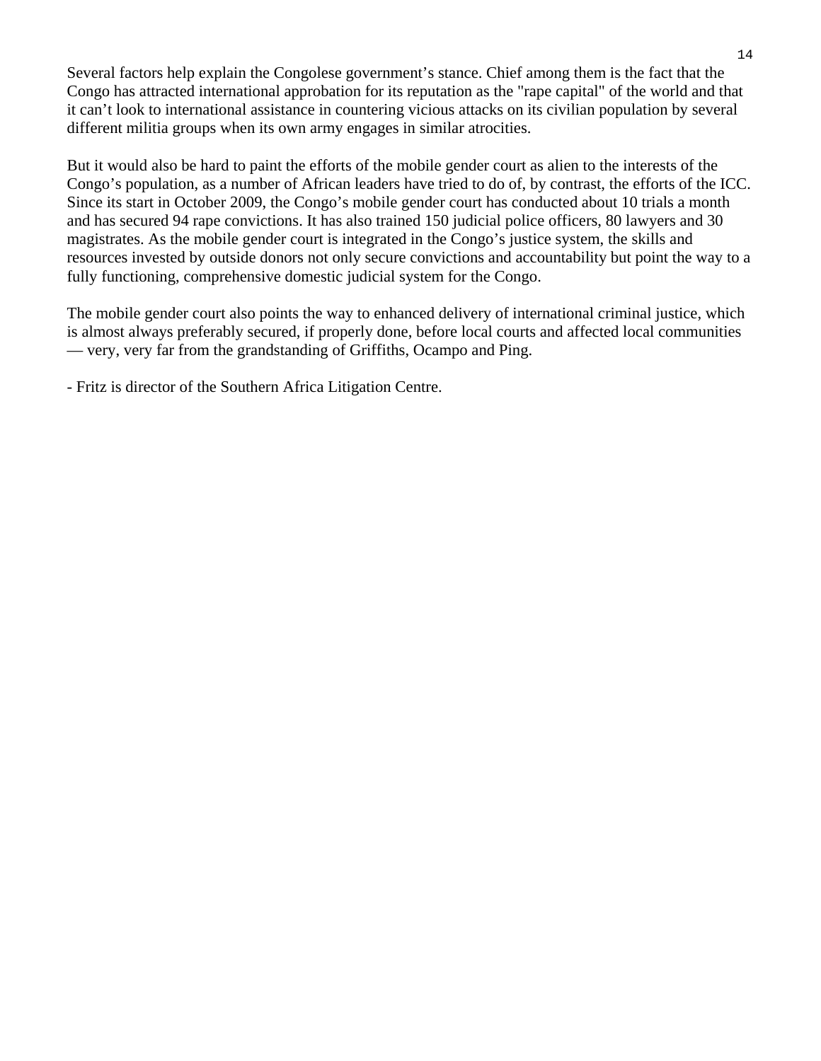Several factors help explain the Congolese government's stance. Chief among them is the fact that the Congo has attracted international approbation for its reputation as the "rape capital" of the world and that it can't look to international assistance in countering vicious attacks on its civilian population by several different militia groups when its own army engages in similar atrocities.

But it would also be hard to paint the efforts of the mobile gender court as alien to the interests of the Congo's population, as a number of African leaders have tried to do of, by contrast, the efforts of the ICC. Since its start in October 2009, the Congo's mobile gender court has conducted about 10 trials a month and has secured 94 rape convictions. It has also trained 150 judicial police officers, 80 lawyers and 30 magistrates. As the mobile gender court is integrated in the Congo's justice system, the skills and resources invested by outside donors not only secure convictions and accountability but point the way to a fully functioning, comprehensive domestic judicial system for the Congo.

The mobile gender court also points the way to enhanced delivery of international criminal justice, which is almost always preferably secured, if properly done, before local courts and affected local communities — very, very far from the grandstanding of Griffiths, Ocampo and Ping.

- Fritz is director of the Southern Africa Litigation Centre.